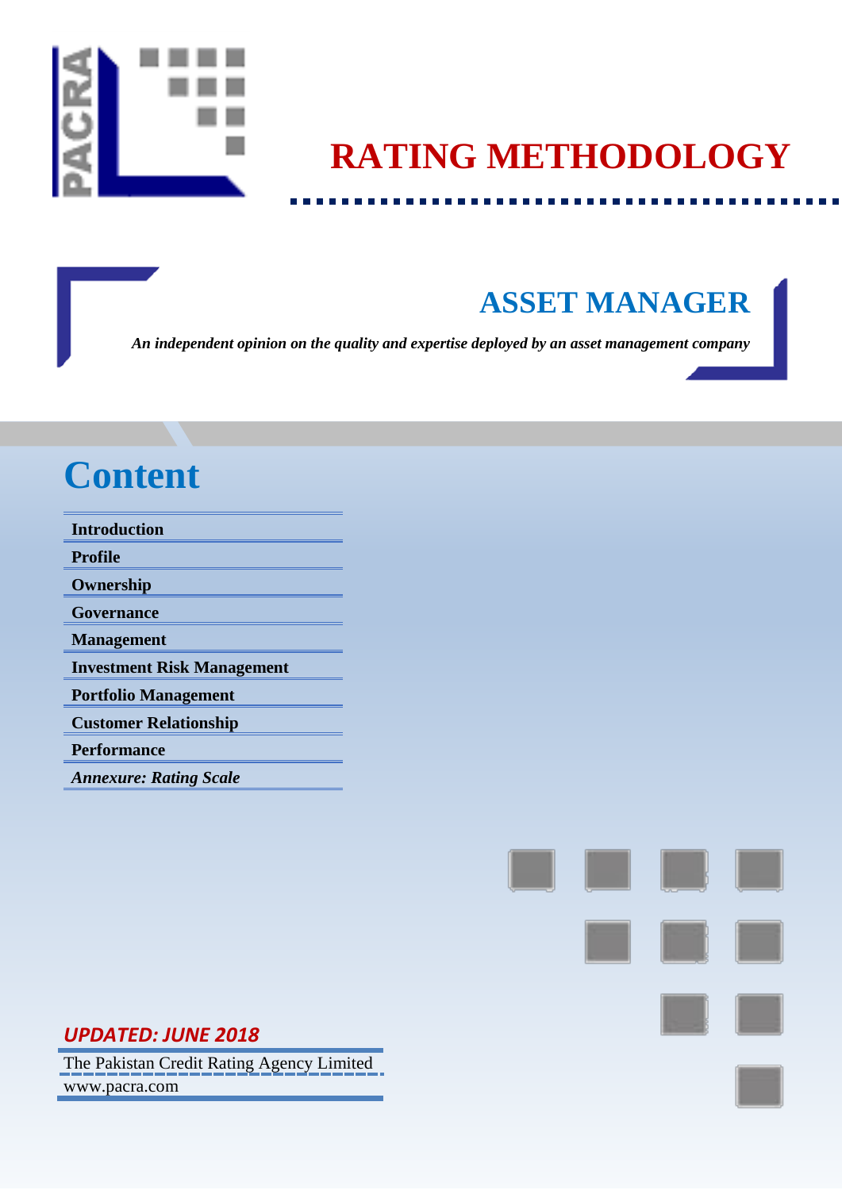PACRA

# RATING METHODOLOGY

## ASSET MANAGER

*An independent opinion on the quality and expertise deployed by an asset management company*

## Content

- **Introduction**
- **Profile**
- **Ownership**
- **Governance**
- **Management**
- **Investment Risk Management**
- **Portfolio Management**
- **Customer Relationship**
- **Performance**
- ***Annexure: Rating Scale***

***UPDATED: JUNE 2018***

The Pakistan Credit Rating Agency Limited

www.pacra.com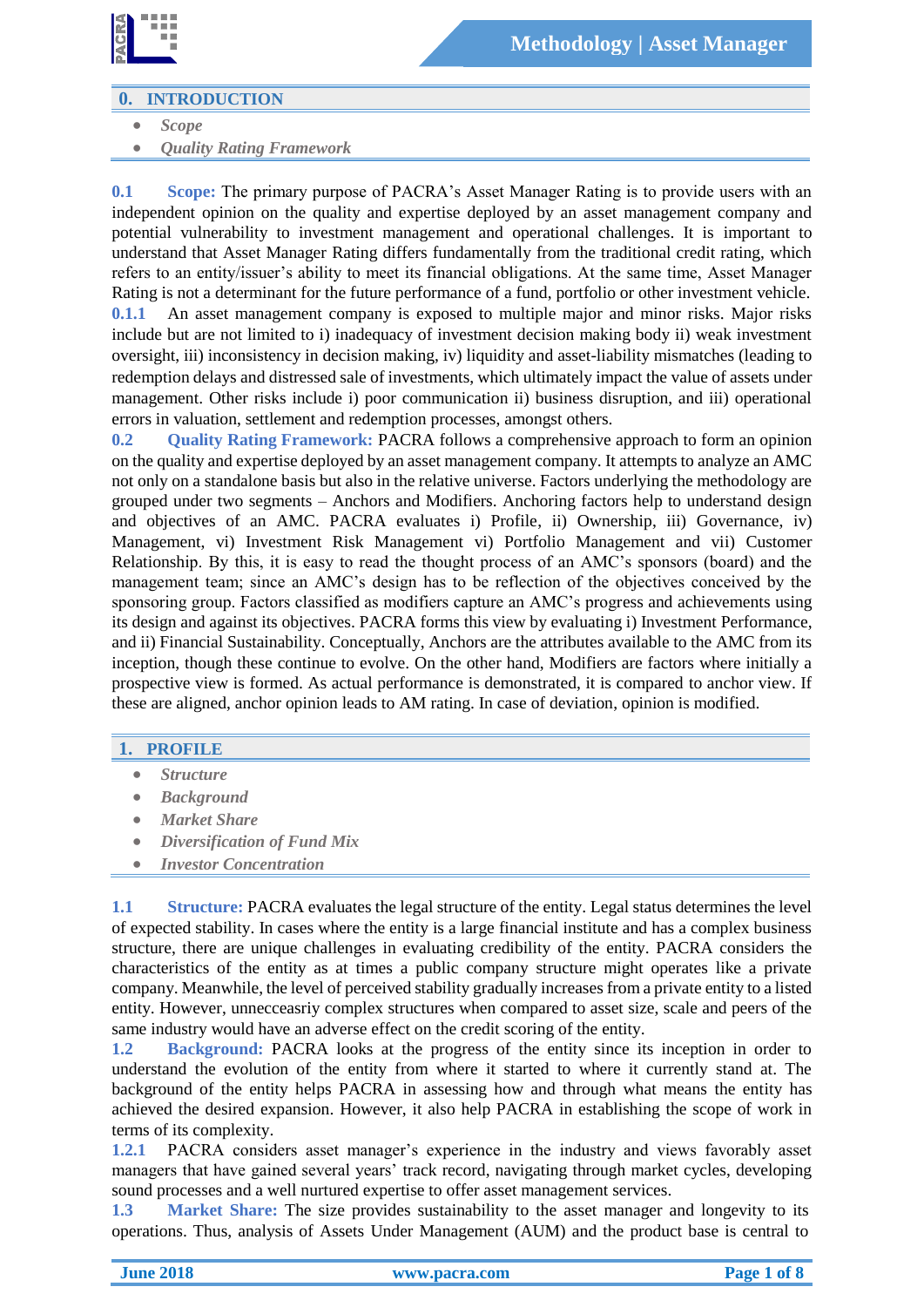## 0. INTRODUCTION

- *Scope*
- *Quality Rating Framework*

**0.1 Scope:** The primary purpose of PACRA's Asset Manager Rating is to provide users with an independent opinion on the quality and expertise deployed by an asset management company and potential vulnerability to investment management and operational challenges. It is important to understand that Asset Manager Rating differs fundamentally from the traditional credit rating, which refers to an entity/issuer's ability to meet its financial obligations. At the same time, Asset Manager Rating is not a determinant for the future performance of a fund, portfolio or other investment vehicle.

**0.1.1** An asset management company is exposed to multiple major and minor risks. Major risks include but are not limited to i) inadequacy of investment decision making body ii) weak investment oversight, iii) inconsistency in decision making, iv) liquidity and asset-liability mismatches (leading to redemption delays and distressed sale of investments, which ultimately impact the value of assets under management. Other risks include i) poor communication ii) business disruption, and iii) operational errors in valuation, settlement and redemption processes, amongst others.

**0.2 Quality Rating Framework:** PACRA follows a comprehensive approach to form an opinion on the quality and expertise deployed by an asset management company. It attempts to analyze an AMC not only on a standalone basis but also in the relative universe. Factors underlying the methodology are grouped under two segments – Anchors and Modifiers. Anchoring factors help to understand design and objectives of an AMC. PACRA evaluates i) Profile, ii) Ownership, iii) Governance, iv) Management, vi) Investment Risk Management vi) Portfolio Management and vii) Customer Relationship. By this, it is easy to read the thought process of an AMC's sponsors (board) and the management team; since an AMC's design has to be reflection of the objectives conceived by the sponsoring group. Factors classified as modifiers capture an AMC's progress and achievements using its design and against its objectives. PACRA forms this view by evaluating i) Investment Performance, and ii) Financial Sustainability. Conceptually, Anchors are the attributes available to the AMC from its inception, though these continue to evolve. On the other hand, Modifiers are factors where initially a prospective view is formed. As actual performance is demonstrated, it is compared to anchor view. If these are aligned, anchor opinion leads to AM rating. In case of deviation, opinion is modified.

## 1. PROFILE

- *Structure*
- *Background*
- *Market Share*
- *Diversification of Fund Mix*
- *Investor Concentration*

**1.1 Structure:** PACRA evaluates the legal structure of the entity. Legal status determines the level of expected stability. In cases where the entity is a large financial institute and has a complex business structure, there are unique challenges in evaluating credibility of the entity. PACRA considers the characteristics of the entity as at times a public company structure might operates like a private company. Meanwhile, the level of perceived stability gradually increases from a private entity to a listed entity. However, unnecceasriy complex structures when compared to asset size, scale and peers of the same industry would have an adverse effect on the credit scoring of the entity.

**1.2 Background:** PACRA looks at the progress of the entity since its inception in order to understand the evolution of the entity from where it started to where it currently stand at. The background of the entity helps PACRA in assessing how and through what means the entity has achieved the desired expansion. However, it also help PACRA in establishing the scope of work in terms of its complexity.

**1.2.1** PACRA considers asset manager's experience in the industry and views favorably asset managers that have gained several years' track record, navigating through market cycles, developing sound processes and a well nurtured expertise to offer asset management services.

**1.3 Market Share:** The size provides sustainability to the asset manager and longevity to its operations. Thus, analysis of Assets Under Management (AUM) and the product base is central to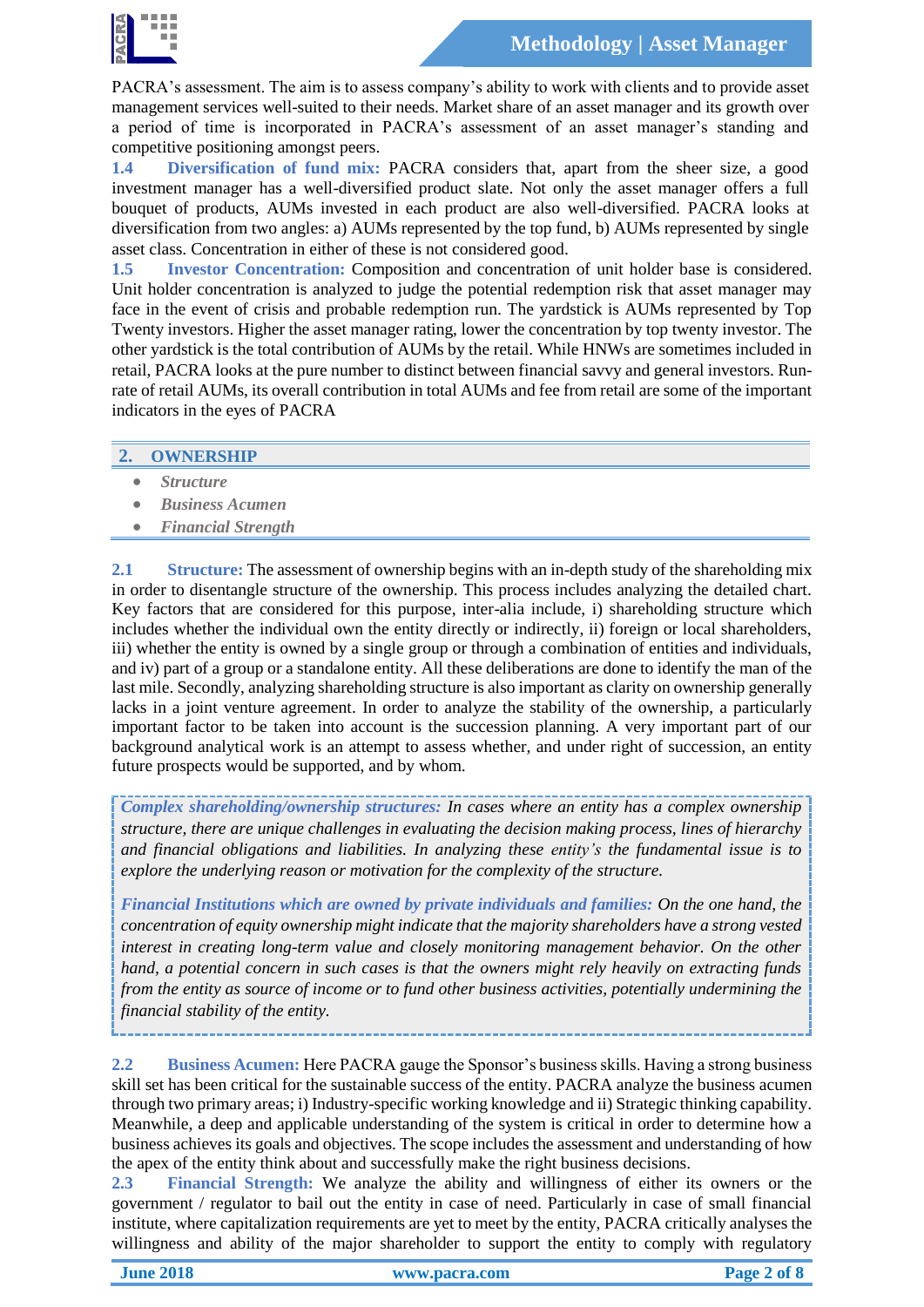PACRA's assessment. The aim is to assess company's ability to work with clients and to provide asset management services well-suited to their needs. Market share of an asset manager and its growth over a period of time is incorporated in PACRA's assessment of an asset manager's standing and competitive positioning amongst peers.

**1.4 Diversification of fund mix:** PACRA considers that, apart from the sheer size, a good investment manager has a well-diversified product slate. Not only the asset manager offers a full bouquet of products, AUMs invested in each product are also well-diversified. PACRA looks at diversification from two angles: a) AUMs represented by the top fund, b) AUMs represented by single asset class. Concentration in either of these is not considered good.

**1.5 Investor Concentration:** Composition and concentration of unit holder base is considered. Unit holder concentration is analyzed to judge the potential redemption risk that asset manager may face in the event of crisis and probable redemption run. The yardstick is AUMs represented by Top Twenty investors. Higher the asset manager rating, lower the concentration by top twenty investor. The other yardstick is the total contribution of AUMs by the retail. While HNWs are sometimes included in retail, PACRA looks at the pure number to distinct between financial savvy and general investors. Run-rate of retail AUMs, its overall contribution in total AUMs and fee from retail are some of the important indicators in the eyes of PACRA

## 2. OWNERSHIP

- *Structure*
- *Business Acumen*
- *Financial Strength*

**2.1 Structure:** The assessment of ownership begins with an in-depth study of the shareholding mix in order to disentangle structure of the ownership. This process includes analyzing the detailed chart. Key factors that are considered for this purpose, inter-alia include, i) shareholding structure which includes whether the individual own the entity directly or indirectly, ii) foreign or local shareholders, iii) whether the entity is owned by a single group or through a combination of entities and individuals, and iv) part of a group or a standalone entity. All these deliberations are done to identify the man of the last mile. Secondly, analyzing shareholding structure is also important as clarity on ownership generally lacks in a joint venture agreement. In order to analyze the stability of the ownership, a particularly important factor to be taken into account is the succession planning. A very important part of our background analytical work is an attempt to assess whether, and under right of succession, an entity future prospects would be supported, and by whom.

***Complex shareholding/ownership structures:*** *In cases where an entity has a complex ownership structure, there are unique challenges in evaluating the decision making process, lines of hierarchy and financial obligations and liabilities. In analyzing these entity's the fundamental issue is to explore the underlying reason or motivation for the complexity of the structure.*

***Financial Institutions which are owned by private individuals and families:*** *On the one hand, the concentration of equity ownership might indicate that the majority shareholders have a strong vested interest in creating long-term value and closely monitoring management behavior. On the other hand, a potential concern in such cases is that the owners might rely heavily on extracting funds from the entity as source of income or to fund other business activities, potentially undermining the financial stability of the entity.*

**2.2 Business Acumen:** Here PACRA gauge the Sponsor's business skills. Having a strong business skill set has been critical for the sustainable success of the entity. PACRA analyze the business acumen through two primary areas; i) Industry-specific working knowledge and ii) Strategic thinking capability. Meanwhile, a deep and applicable understanding of the system is critical in order to determine how a business achieves its goals and objectives. The scope includes the assessment and understanding of how the apex of the entity think about and successfully make the right business decisions.

**2.3 Financial Strength:** We analyze the ability and willingness of either its owners or the government / regulator to bail out the entity in case of need. Particularly in case of small financial institute, where capitalization requirements are yet to meet by the entity, PACRA critically analyses the willingness and ability of the major shareholder to support the entity to comply with regulatory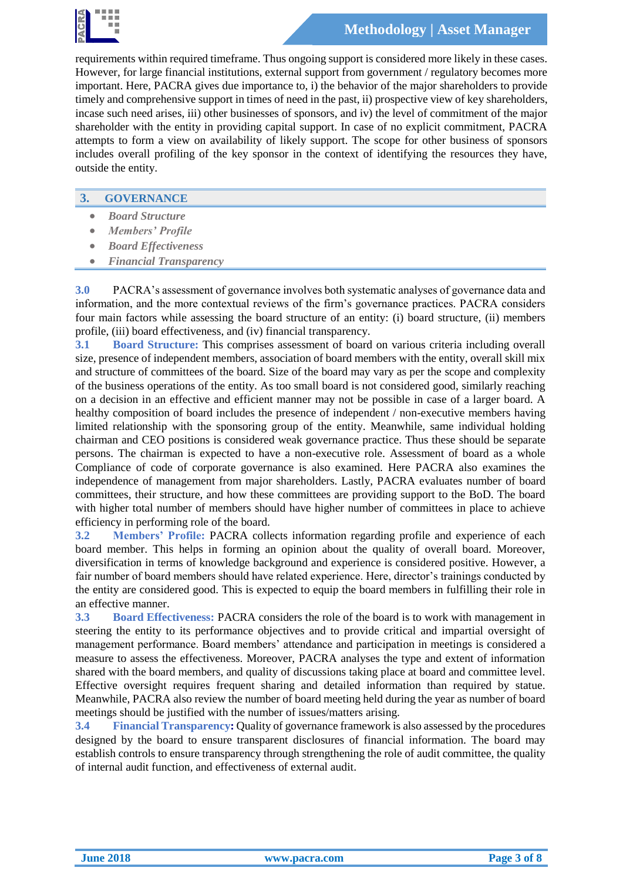requirements within required timeframe. Thus ongoing support is considered more likely in these cases. However, for large financial institutions, external support from government / regulatory becomes more important. Here, PACRA gives due importance to, i) the behavior of the major shareholders to provide timely and comprehensive support in times of need in the past, ii) prospective view of key shareholders, incase such need arises, iii) other businesses of sponsors, and iv) the level of commitment of the major shareholder with the entity in providing capital support. In case of no explicit commitment, PACRA attempts to form a view on availability of likely support. The scope for other business of sponsors includes overall profiling of the key sponsor in the context of identifying the resources they have, outside the entity.

## 3. GOVERNANCE

- *Board Structure*
- *Members' Profile*
- *Board Effectiveness*
- *Financial Transparency*

**3.0** PACRA's assessment of governance involves both systematic analyses of governance data and information, and the more contextual reviews of the firm's governance practices. PACRA considers four main factors while assessing the board structure of an entity: (i) board structure, (ii) members profile, (iii) board effectiveness, and (iv) financial transparency.

**3.1 Board Structure:** This comprises assessment of board on various criteria including overall size, presence of independent members, association of board members with the entity, overall skill mix and structure of committees of the board. Size of the board may vary as per the scope and complexity of the business operations of the entity. As too small board is not considered good, similarly reaching on a decision in an effective and efficient manner may not be possible in case of a larger board. A healthy composition of board includes the presence of independent / non-executive members having limited relationship with the sponsoring group of the entity. Meanwhile, same individual holding chairman and CEO positions is considered weak governance practice. Thus these should be separate persons. The chairman is expected to have a non-executive role. Assessment of board as a whole Compliance of code of corporate governance is also examined. Here PACRA also examines the independence of management from major shareholders. Lastly, PACRA evaluates number of board committees, their structure, and how these committees are providing support to the BoD. The board with higher total number of members should have higher number of committees in place to achieve efficiency in performing role of the board.

**3.2 Members' Profile:** PACRA collects information regarding profile and experience of each board member. This helps in forming an opinion about the quality of overall board. Moreover, diversification in terms of knowledge background and experience is considered positive. However, a fair number of board members should have related experience. Here, director's trainings conducted by the entity are considered good. This is expected to equip the board members in fulfilling their role in an effective manner.

**3.3 Board Effectiveness:** PACRA considers the role of the board is to work with management in steering the entity to its performance objectives and to provide critical and impartial oversight of management performance. Board members' attendance and participation in meetings is considered a measure to assess the effectiveness. Moreover, PACRA analyses the type and extent of information shared with the board members, and quality of discussions taking place at board and committee level. Effective oversight requires frequent sharing and detailed information than required by statue. Meanwhile, PACRA also review the number of board meeting held during the year as number of board meetings should be justified with the number of issues/matters arising.

**3.4 Financial Transparency:** Quality of governance framework is also assessed by the procedures designed by the board to ensure transparent disclosures of financial information. The board may establish controls to ensure transparency through strengthening the role of audit committee, the quality of internal audit function, and effectiveness of external audit.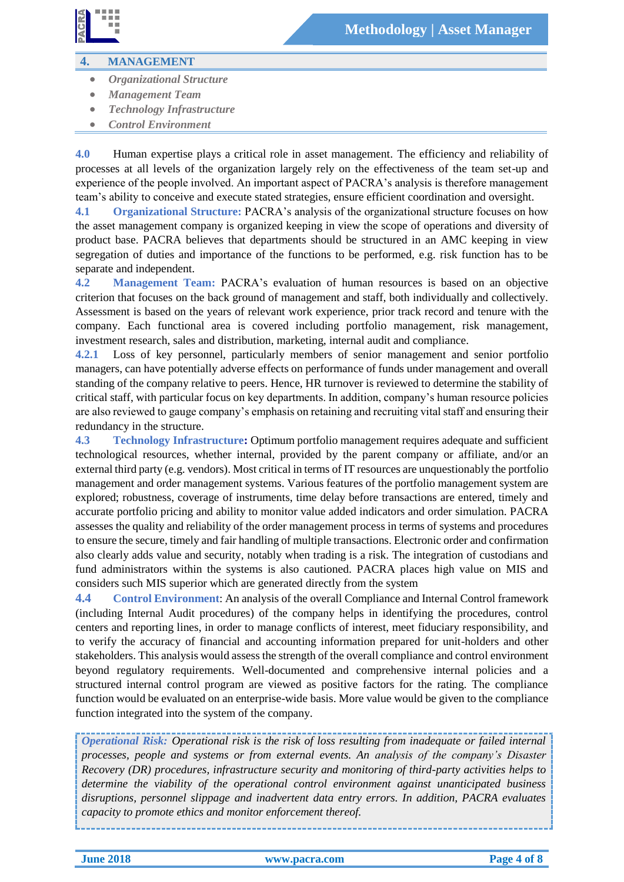## 4. MANAGEMENT

- *Organizational Structure*
- *Management Team*
- *Technology Infrastructure*
- *Control Environment*

**4.0** Human expertise plays a critical role in asset management. The efficiency and reliability of processes at all levels of the organization largely rely on the effectiveness of the team set-up and experience of the people involved. An important aspect of PACRA's analysis is therefore management team's ability to conceive and execute stated strategies, ensure efficient coordination and oversight.

**4.1 Organizational Structure:** PACRA's analysis of the organizational structure focuses on how the asset management company is organized keeping in view the scope of operations and diversity of product base. PACRA believes that departments should be structured in an AMC keeping in view segregation of duties and importance of the functions to be performed, e.g. risk function has to be separate and independent.

**4.2 Management Team:** PACRA's evaluation of human resources is based on an objective criterion that focuses on the back ground of management and staff, both individually and collectively. Assessment is based on the years of relevant work experience, prior track record and tenure with the company. Each functional area is covered including portfolio management, risk management, investment research, sales and distribution, marketing, internal audit and compliance.

**4.2.1** Loss of key personnel, particularly members of senior management and senior portfolio managers, can have potentially adverse effects on performance of funds under management and overall standing of the company relative to peers. Hence, HR turnover is reviewed to determine the stability of critical staff, with particular focus on key departments. In addition, company's human resource policies are also reviewed to gauge company's emphasis on retaining and recruiting vital staff and ensuring their redundancy in the structure.

**4.3 Technology Infrastructure:** Optimum portfolio management requires adequate and sufficient technological resources, whether internal, provided by the parent company or affiliate, and/or an external third party (e.g. vendors). Most critical in terms of IT resources are unquestionably the portfolio management and order management systems. Various features of the portfolio management system are explored; robustness, coverage of instruments, time delay before transactions are entered, timely and accurate portfolio pricing and ability to monitor value added indicators and order simulation. PACRA assesses the quality and reliability of the order management process in terms of systems and procedures to ensure the secure, timely and fair handling of multiple transactions. Electronic order and confirmation also clearly adds value and security, notably when trading is a risk. The integration of custodians and fund administrators within the systems is also cautioned. PACRA places high value on MIS and considers such MIS superior which are generated directly from the system

**4.4 Control Environment**: An analysis of the overall Compliance and Internal Control framework (including Internal Audit procedures) of the company helps in identifying the procedures, control centers and reporting lines, in order to manage conflicts of interest, meet fiduciary responsibility, and to verify the accuracy of financial and accounting information prepared for unit-holders and other stakeholders. This analysis would assess the strength of the overall compliance and control environment beyond regulatory requirements. Well-documented and comprehensive internal policies and a structured internal control program are viewed as positive factors for the rating. The compliance function would be evaluated on an enterprise-wide basis. More value would be given to the compliance function integrated into the system of the company.

***Operational Risk:*** *Operational risk is the risk of loss resulting from inadequate or failed internal processes, people and systems or from external events. An analysis of the company's Disaster Recovery (DR) procedures, infrastructure security and monitoring of third-party activities helps to determine the viability of the operational control environment against unanticipated business disruptions, personnel slippage and inadvertent data entry errors. In addition, PACRA evaluates capacity to promote ethics and monitor enforcement thereof.*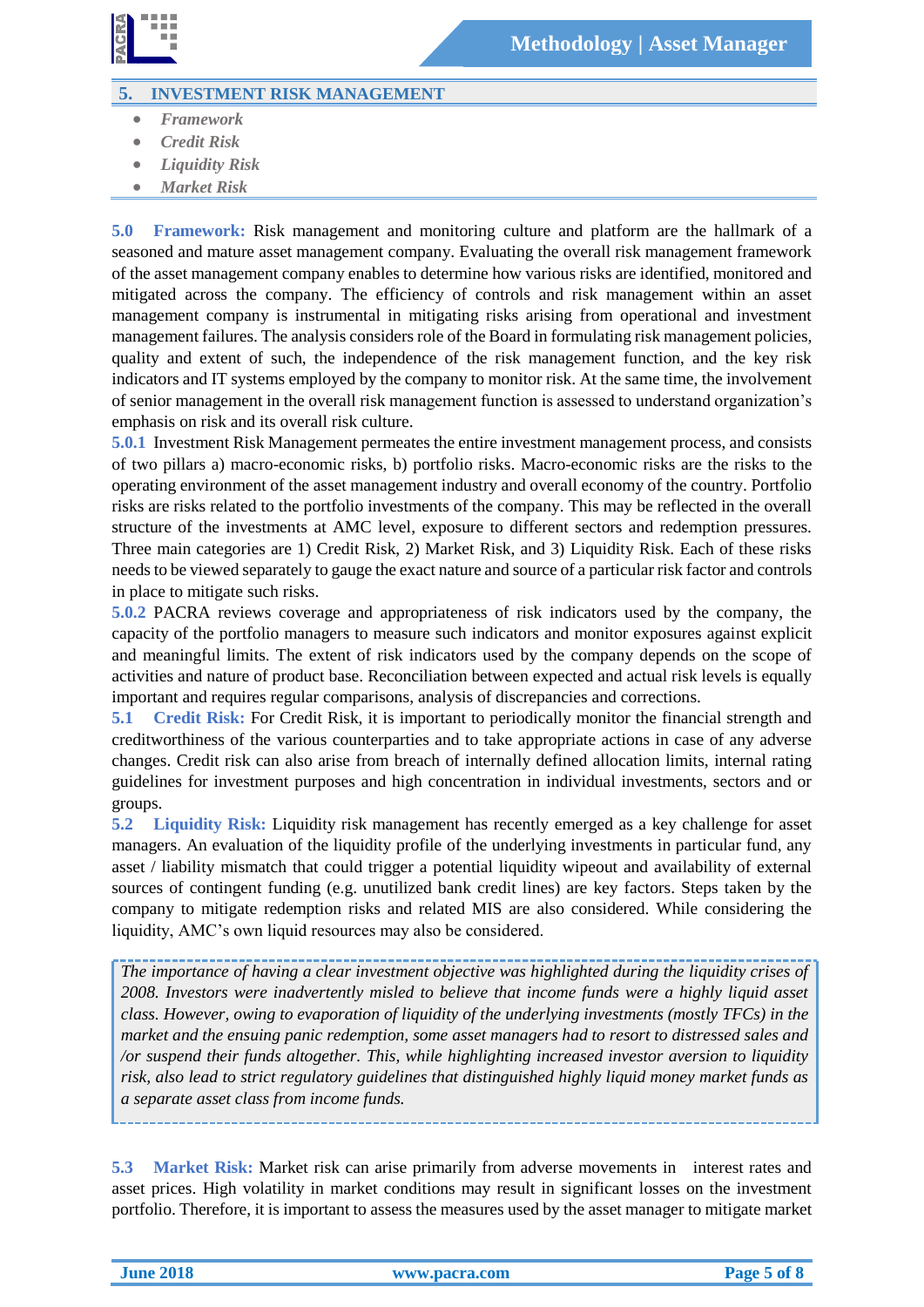## 5. INVESTMENT RISK MANAGEMENT

- *Framework*
- *Credit Risk*
- *Liquidity Risk*
- *Market Risk*

**5.0 Framework:** Risk management and monitoring culture and platform are the hallmark of a seasoned and mature asset management company. Evaluating the overall risk management framework of the asset management company enables to determine how various risks are identified, monitored and mitigated across the company. The efficiency of controls and risk management within an asset management company is instrumental in mitigating risks arising from operational and investment management failures. The analysis considers role of the Board in formulating risk management policies, quality and extent of such, the independence of the risk management function, and the key risk indicators and IT systems employed by the company to monitor risk. At the same time, the involvement of senior management in the overall risk management function is assessed to understand organization's emphasis on risk and its overall risk culture.

**5.0.1** Investment Risk Management permeates the entire investment management process, and consists of two pillars a) macro-economic risks, b) portfolio risks. Macro-economic risks are the risks to the operating environment of the asset management industry and overall economy of the country. Portfolio risks are risks related to the portfolio investments of the company. This may be reflected in the overall structure of the investments at AMC level, exposure to different sectors and redemption pressures. Three main categories are 1) Credit Risk, 2) Market Risk, and 3) Liquidity Risk. Each of these risks needs to be viewed separately to gauge the exact nature and source of a particular risk factor and controls in place to mitigate such risks.

**5.0.2** PACRA reviews coverage and appropriateness of risk indicators used by the company, the capacity of the portfolio managers to measure such indicators and monitor exposures against explicit and meaningful limits. The extent of risk indicators used by the company depends on the scope of activities and nature of product base. Reconciliation between expected and actual risk levels is equally important and requires regular comparisons, analysis of discrepancies and corrections.

**5.1 Credit Risk:** For Credit Risk, it is important to periodically monitor the financial strength and creditworthiness of the various counterparties and to take appropriate actions in case of any adverse changes. Credit risk can also arise from breach of internally defined allocation limits, internal rating guidelines for investment purposes and high concentration in individual investments, sectors and or groups.

**5.2 Liquidity Risk:** Liquidity risk management has recently emerged as a key challenge for asset managers. An evaluation of the liquidity profile of the underlying investments in particular fund, any asset / liability mismatch that could trigger a potential liquidity wipeout and availability of external sources of contingent funding (e.g. unutilized bank credit lines) are key factors. Steps taken by the company to mitigate redemption risks and related MIS are also considered. While considering the liquidity, AMC's own liquid resources may also be considered.

> *The importance of having a clear investment objective was highlighted during the liquidity crises of 2008. Investors were inadvertently misled to believe that income funds were a highly liquid asset class. However, owing to evaporation of liquidity of the underlying investments (mostly TFCs) in the market and the ensuing panic redemption, some asset managers had to resort to distressed sales and /or suspend their funds altogether. This, while highlighting increased investor aversion to liquidity risk, also lead to strict regulatory guidelines that distinguished highly liquid money market funds as a separate asset class from income funds.*

**5.3 Market Risk:** Market risk can arise primarily from adverse movements in interest rates and asset prices. High volatility in market conditions may result in significant losses on the investment portfolio. Therefore, it is important to assess the measures used by the asset manager to mitigate market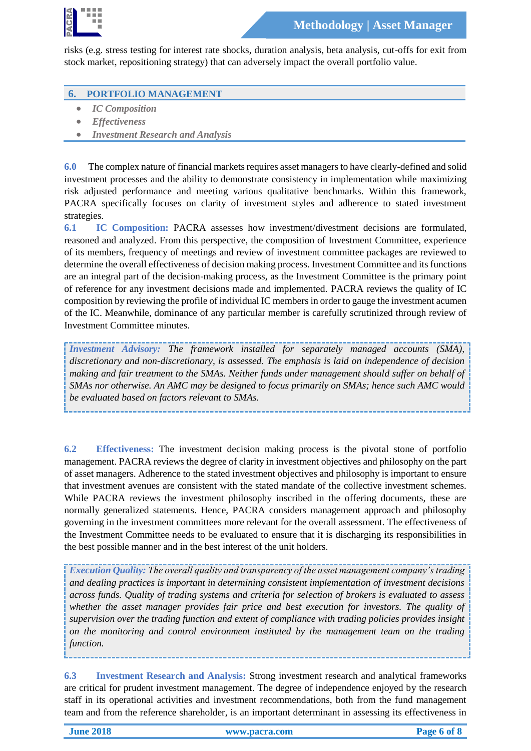risks (e.g. stress testing for interest rate shocks, duration analysis, beta analysis, cut-offs for exit from stock market, repositioning strategy) that can adversely impact the overall portfolio value.

## 6. PORTFOLIO MANAGEMENT

- *IC Composition*
- *Effectiveness*
- *Investment Research and Analysis*

**6.0** The complex nature of financial markets requires asset managers to have clearly-defined and solid investment processes and the ability to demonstrate consistency in implementation while maximizing risk adjusted performance and meeting various qualitative benchmarks. Within this framework, PACRA specifically focuses on clarity of investment styles and adherence to stated investment strategies.

**6.1 IC Composition:** PACRA assesses how investment/divestment decisions are formulated, reasoned and analyzed. From this perspective, the composition of Investment Committee, experience of its members, frequency of meetings and review of investment committee packages are reviewed to determine the overall effectiveness of decision making process. Investment Committee and its functions are an integral part of the decision-making process, as the Investment Committee is the primary point of reference for any investment decisions made and implemented. PACRA reviews the quality of IC composition by reviewing the profile of individual IC members in order to gauge the investment acumen of the IC. Meanwhile, dominance of any particular member is carefully scrutinized through review of Investment Committee minutes.

> ***Investment Advisory:*** *The framework installed for separately managed accounts (SMA), discretionary and non-discretionary, is assessed. The emphasis is laid on independence of decision making and fair treatment to the SMAs. Neither funds under management should suffer on behalf of SMAs nor otherwise. An AMC may be designed to focus primarily on SMAs; hence such AMC would be evaluated based on factors relevant to SMAs.*

**6.2 Effectiveness:** The investment decision making process is the pivotal stone of portfolio management. PACRA reviews the degree of clarity in investment objectives and philosophy on the part of asset managers. Adherence to the stated investment objectives and philosophy is important to ensure that investment avenues are consistent with the stated mandate of the collective investment schemes. While PACRA reviews the investment philosophy inscribed in the offering documents, these are normally generalized statements. Hence, PACRA considers management approach and philosophy governing in the investment committees more relevant for the overall assessment. The effectiveness of the Investment Committee needs to be evaluated to ensure that it is discharging its responsibilities in the best possible manner and in the best interest of the unit holders.

> ***Execution Quality:*** *The overall quality and transparency of the asset management company's trading and dealing practices is important in determining consistent implementation of investment decisions across funds. Quality of trading systems and criteria for selection of brokers is evaluated to assess whether the asset manager provides fair price and best execution for investors. The quality of supervision over the trading function and extent of compliance with trading policies provides insight on the monitoring and control environment instituted by the management team on the trading function.*

**6.3 Investment Research and Analysis:** Strong investment research and analytical frameworks are critical for prudent investment management. The degree of independence enjoyed by the research staff in its operational activities and investment recommendations, both from the fund management team and from the reference shareholder, is an important determinant in assessing its effectiveness in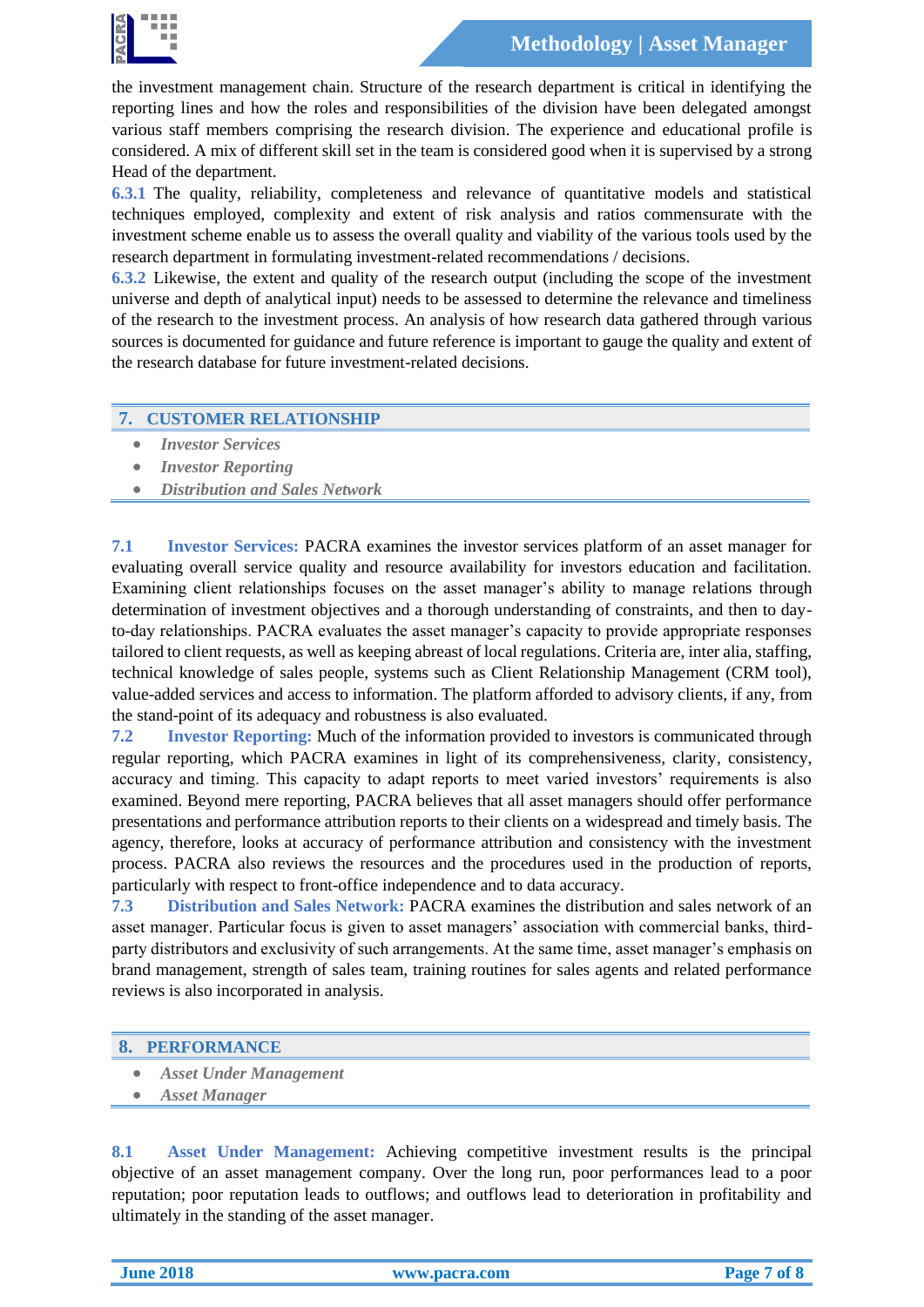the investment management chain. Structure of the research department is critical in identifying the reporting lines and how the roles and responsibilities of the division have been delegated amongst various staff members comprising the research division. The experience and educational profile is considered. A mix of different skill set in the team is considered good when it is supervised by a strong Head of the department.

**6.3.1** The quality, reliability, completeness and relevance of quantitative models and statistical techniques employed, complexity and extent of risk analysis and ratios commensurate with the investment scheme enable us to assess the overall quality and viability of the various tools used by the research department in formulating investment-related recommendations / decisions.

**6.3.2** Likewise, the extent and quality of the research output (including the scope of the investment universe and depth of analytical input) needs to be assessed to determine the relevance and timeliness of the research to the investment process. An analysis of how research data gathered through various sources is documented for guidance and future reference is important to gauge the quality and extent of the research database for future investment-related decisions.

## 7. CUSTOMER RELATIONSHIP

- *Investor Services*
- *Investor Reporting*
- *Distribution and Sales Network*

**7.1 Investor Services:** PACRA examines the investor services platform of an asset manager for evaluating overall service quality and resource availability for investors education and facilitation. Examining client relationships focuses on the asset manager's ability to manage relations through determination of investment objectives and a thorough understanding of constraints, and then to day-to-day relationships. PACRA evaluates the asset manager's capacity to provide appropriate responses tailored to client requests, as well as keeping abreast of local regulations. Criteria are, inter alia, staffing, technical knowledge of sales people, systems such as Client Relationship Management (CRM tool), value-added services and access to information. The platform afforded to advisory clients, if any, from the stand-point of its adequacy and robustness is also evaluated.

**7.2 Investor Reporting:** Much of the information provided to investors is communicated through regular reporting, which PACRA examines in light of its comprehensiveness, clarity, consistency, accuracy and timing. This capacity to adapt reports to meet varied investors' requirements is also examined. Beyond mere reporting, PACRA believes that all asset managers should offer performance presentations and performance attribution reports to their clients on a widespread and timely basis. The agency, therefore, looks at accuracy of performance attribution and consistency with the investment process. PACRA also reviews the resources and the procedures used in the production of reports, particularly with respect to front-office independence and to data accuracy.

**7.3 Distribution and Sales Network:** PACRA examines the distribution and sales network of an asset manager. Particular focus is given to asset managers' association with commercial banks, third-party distributors and exclusivity of such arrangements. At the same time, asset manager's emphasis on brand management, strength of sales team, training routines for sales agents and related performance reviews is also incorporated in analysis.

## 8. PERFORMANCE

- *Asset Under Management*
- *Asset Manager*

**8.1 Asset Under Management:** Achieving competitive investment results is the principal objective of an asset management company. Over the long run, poor performances lead to a poor reputation; poor reputation leads to outflows; and outflows lead to deterioration in profitability and ultimately in the standing of the asset manager.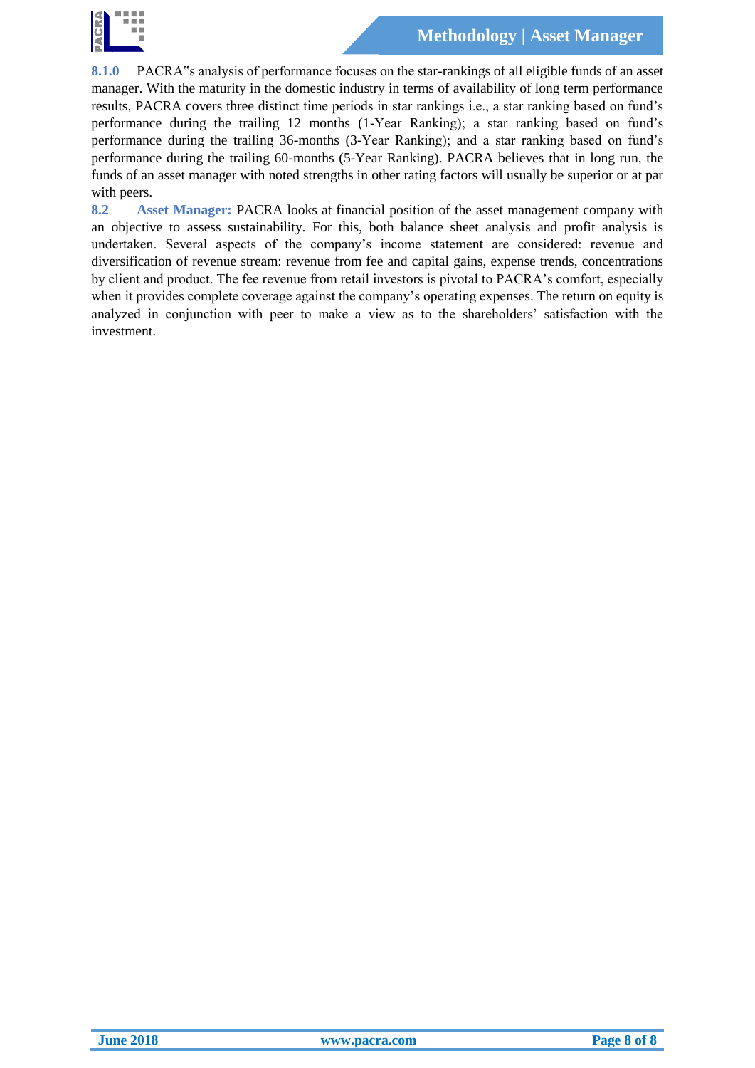**8.1.0** PACRA‟s analysis of performance focuses on the star-rankings of all eligible funds of an asset manager. With the maturity in the domestic industry in terms of availability of long term performance results, PACRA covers three distinct time periods in star rankings i.e., a star ranking based on fund's performance during the trailing 12 months (1-Year Ranking); a star ranking based on fund's performance during the trailing 36-months (3-Year Ranking); and a star ranking based on fund's performance during the trailing 60-months (5-Year Ranking). PACRA believes that in long run, the funds of an asset manager with noted strengths in other rating factors will usually be superior or at par with peers.

**8.2** **Asset Manager:** PACRA looks at financial position of the asset management company with an objective to assess sustainability. For this, both balance sheet analysis and profit analysis is undertaken. Several aspects of the company's income statement are considered: revenue and diversification of revenue stream: revenue from fee and capital gains, expense trends, concentrations by client and product. The fee revenue from retail investors is pivotal to PACRA's comfort, especially when it provides complete coverage against the company's operating expenses. The return on equity is analyzed in conjunction with peer to make a view as to the shareholders' satisfaction with the investment.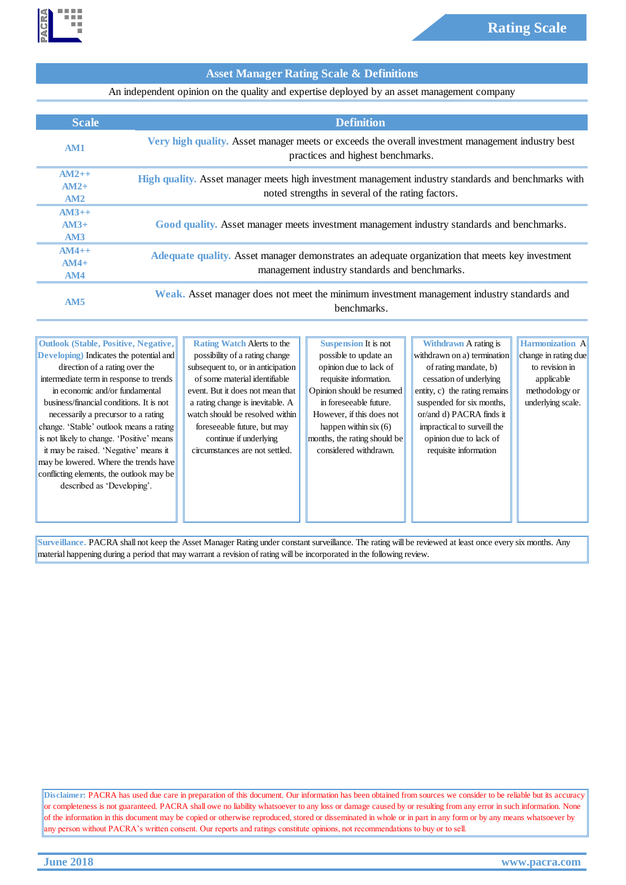# Rating Scale

## Asset Manager Rating Scale & Definitions

An independent opinion on the quality and expertise deployed by an asset management company

| Scale | Definition |
|---|---|
| AM1 | **Very high quality.** Asset manager meets or exceeds the overall investment management industry best practices and highest benchmarks. |
| AM2++<br>AM2+<br>AM2 | **High quality.** Asset manager meets high investment management industry standards and benchmarks with noted strengths in several of the rating factors. |
| AM3++<br>AM3+<br>AM3 | **Good quality.** Asset manager meets investment management industry standards and benchmarks. |
| AM4++<br>AM4+<br>AM4 | **Adequate quality.** Asset manager demonstrates an adequate organization that meets key investment management industry standards and benchmarks. |
| AM5 | **Weak.** Asset manager does not meet the minimum investment management industry standards and benchmarks. |

**Outlook (Stable, Positive, Negative, Developing)** Indicates the potential and direction of a rating over the intermediate term in response to trends in economic and/or fundamental business/financial conditions. It is not necessarily a precursor to a rating change. 'Stable' outlook means a rating is not likely to change. 'Positive' means it may be raised. 'Negative' means it may be lowered. Where the trends have conflicting elements, the outlook may be described as 'Developing'.

**Rating Watch** Alerts to the possibility of a rating change subsequent to, or in anticipation of some material identifiable event. But it does not mean that a rating change is inevitable. A watch should be resolved within foreseeable future, but may continue if underlying circumstances are not settled.

**Suspension** It is not possible to update an opinion due to lack of requisite information. Opinion should be resumed in foreseeable future. However, if this does not happen within six (6) months, the rating should be considered withdrawn.

**Withdrawn** A rating is withdrawn on a) termination of rating mandate, b) cessation of underlying entity, c) the rating remains suspended for six months, or/and d) PACRA finds it impractical to surveill the opinion due to lack of requisite information

**Harmonization** A change in rating due to revision in applicable methodology or underlying scale.

**Surveillance.** PACRA shall not keep the Asset Manager Rating under constant surveillance. The rating will be reviewed at least once every six months. Any material happening during a period that may warrant a revision of rating will be incorporated in the following review.

**Disclaimer:** PACRA has used due care in preparation of this document. Our information has been obtained from sources we consider to be reliable but its accuracy or completeness is not guaranteed. PACRA shall owe no liability whatsoever to any loss or damage caused by or resulting from any error in such information. None of the information in this document may be copied or otherwise reproduced, stored or disseminated in whole or in part in any form or by any means whatsoever by any person without PACRA's written consent. Our reports and ratings constitute opinions, not recommendations to buy or to sell.

June 2018 www.pacra.com